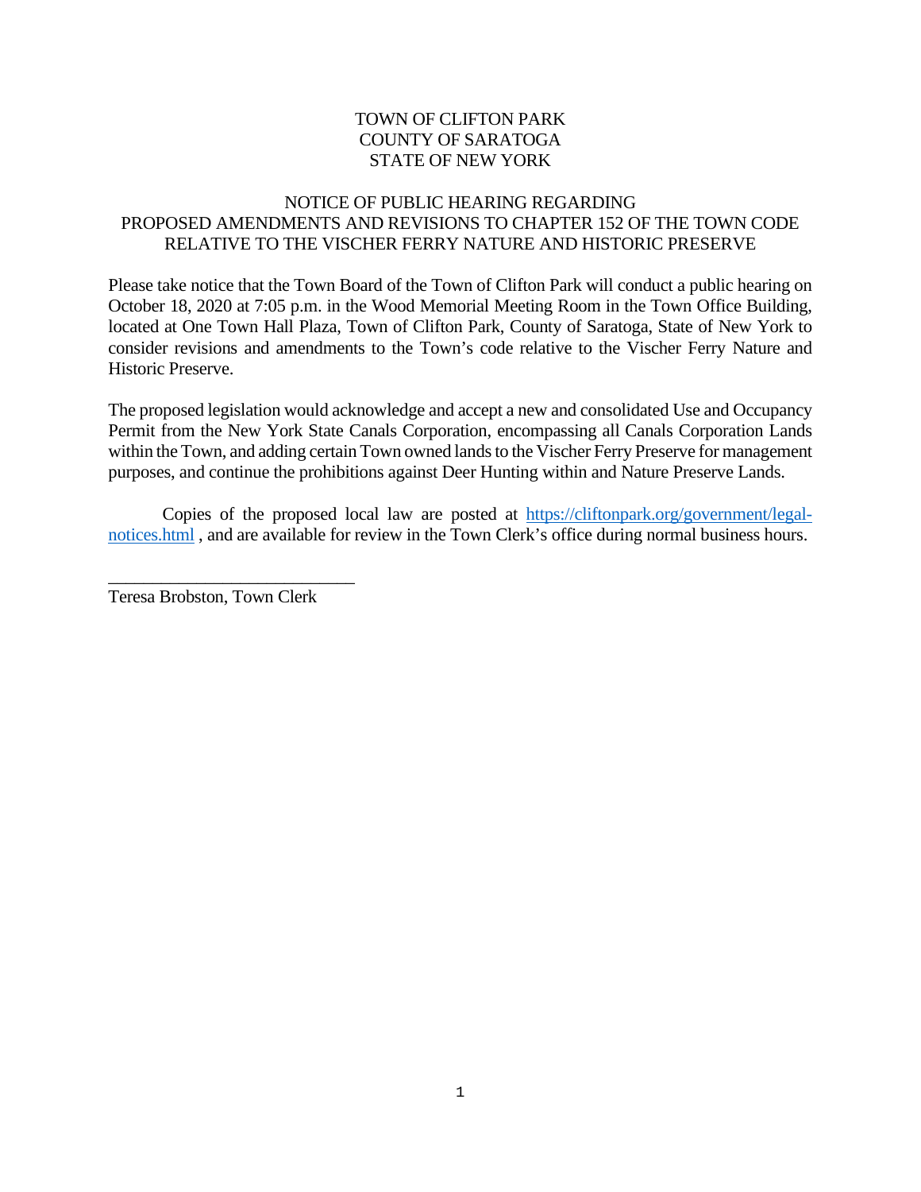TOWN OF CLIFTON PARK
COUNTY OF SARATOGA
STATE OF NEW YORK

NOTICE OF PUBLIC HEARING REGARDING
PROPOSED AMENDMENTS AND REVISIONS TO CHAPTER 152 OF THE TOWN CODE
RELATIVE TO THE VISCHER FERRY NATURE AND HISTORIC PRESERVE

Please take notice that the Town Board of the Town of Clifton Park will conduct a public hearing on October 18, 2020 at 7:05 p.m. in the Wood Memorial Meeting Room in the Town Office Building, located at One Town Hall Plaza, Town of Clifton Park, County of Saratoga, State of New York to consider revisions and amendments to the Town's code relative to the Vischer Ferry Nature and Historic Preserve.

The proposed legislation would acknowledge and accept a new and consolidated Use and Occupancy Permit from the New York State Canals Corporation, encompassing all Canals Corporation Lands within the Town, and adding certain Town owned lands to the Vischer Ferry Preserve for management purposes, and continue the prohibitions against Deer Hunting within and Nature Preserve Lands.

Copies of the proposed local law are posted at https://cliftonpark.org/government/legal-notices.html , and are available for review in the Town Clerk's office during normal business hours.

___________________________

Teresa Brobston, Town Clerk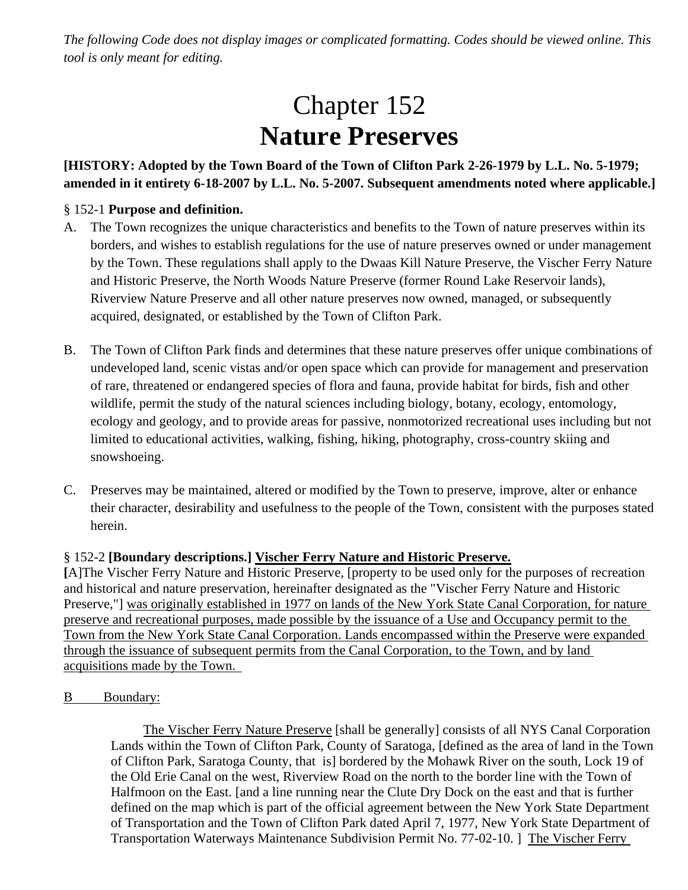*The following Code does not display images or complicated formatting. Codes should be viewed online. This tool is only meant for editing.*

# Chapter 152
# **Nature Preserves**

**[HISTORY: Adopted by the Town Board of the Town of Clifton Park 2-26-1979 by L.L. No. 5-1979; amended in it entirety 6-18-2007 by L.L. No. 5-2007. Subsequent amendments noted where applicable.]**

§ 152-1 **Purpose and definition.**

A. The Town recognizes the unique characteristics and benefits to the Town of nature preserves within its borders, and wishes to establish regulations for the use of nature preserves owned or under management by the Town. These regulations shall apply to the Dwaas Kill Nature Preserve, the Vischer Ferry Nature and Historic Preserve, the North Woods Nature Preserve (former Round Lake Reservoir lands), Riverview Nature Preserve and all other nature preserves now owned, managed, or subsequently acquired, designated, or established by the Town of Clifton Park.

B. The Town of Clifton Park finds and determines that these nature preserves offer unique combinations of undeveloped land, scenic vistas and/or open space which can provide for management and preservation of rare, threatened or endangered species of flora and fauna, provide habitat for birds, fish and other wildlife, permit the study of the natural sciences including biology, botany, ecology, entomology, ecology and geology, and to provide areas for passive, nonmotorized recreational uses including but not limited to educational activities, walking, fishing, hiking, photography, cross-country skiing and snowshoeing.

C. Preserves may be maintained, altered or modified by the Town to preserve, improve, alter or enhance their character, desirability and usefulness to the people of the Town, consistent with the purposes stated herein.

§ 152-2 **[Boundary descriptions.]** <u>**Vischer Ferry Nature and Historic Preserve.**</u>

**[**A]The Vischer Ferry Nature and Historic Preserve, [property to be used only for the purposes of recreation and historical and nature preservation, hereinafter designated as the "Vischer Ferry Nature and Historic Preserve,"] <u>was originally established in 1977 on lands of the New York State Canal Corporation, for nature preserve and recreational purposes, made possible by the issuance of a Use and Occupancy permit to the Town from the New York State Canal Corporation. Lands encompassed within the Preserve were expanded through the issuance of subsequent permits from the Canal Corporation, to the Town, and by land acquisitions made by the Town.</u>

<u>B Boundary:</u>

<u>The Vischer Ferry Nature Preserve</u> [shall be generally] consists of all NYS Canal Corporation Lands within the Town of Clifton Park, County of Saratoga, [defined as the area of land in the Town of Clifton Park, Saratoga County, that is] bordered by the Mohawk River on the south, Lock 19 of the Old Erie Canal on the west, Riverview Road on the north to the border line with the Town of Halfmoon on the East. [and a line running near the Clute Dry Dock on the east and that is further defined on the map which is part of the official agreement between the New York State Department of Transportation and the Town of Clifton Park dated April 7, 1977, New York State Department of Transportation Waterways Maintenance Subdivision Permit No. 77-02-10. ] <u>The Vischer Ferry</u>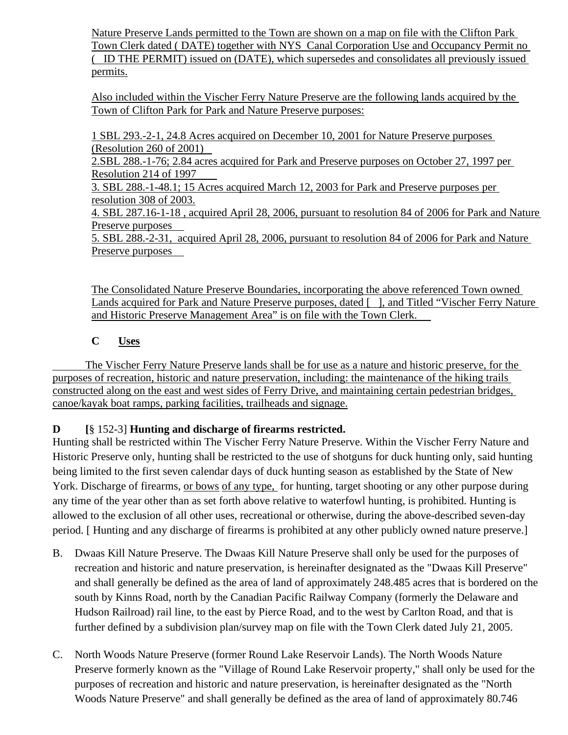Nature Preserve Lands permitted to the Town are shown on a map on file with the Clifton Park Town Clerk dated ( DATE) together with NYS Canal Corporation Use and Occupancy Permit no ( ID THE PERMIT) issued on (DATE), which supersedes and consolidates all previously issued permits.

Also included within the Vischer Ferry Nature Preserve are the following lands acquired by the Town of Clifton Park for Park and Nature Preserve purposes:

1 SBL 293.-2-1, 24.8 Acres acquired on December 10, 2001 for Nature Preserve purposes (Resolution 260 of 2001)
2.SBL 288.-1-76; 2.84 acres acquired for Park and Preserve purposes on October 27, 1997 per Resolution 214 of 1997
3. SBL 288.-1-48.1; 15 Acres acquired March 12, 2003 for Park and Preserve purposes per resolution 308 of 2003.
4. SBL 287.16-1-18 , acquired April 28, 2006, pursuant to resolution 84 of 2006 for Park and Nature Preserve purposes
5. SBL 288.-2-31, acquired April 28, 2006, pursuant to resolution 84 of 2006 for Park and Nature Preserve purposes

The Consolidated Nature Preserve Boundaries, incorporating the above referenced Town owned Lands acquired for Park and Nature Preserve purposes, dated [ ], and Titled “Vischer Ferry Nature and Historic Preserve Management Area” is on file with the Town Clerk.

**C Uses**

The Vischer Ferry Nature Preserve lands shall be for use as a nature and historic preserve, for the purposes of recreation, historic and nature preservation, including: the maintenance of the hiking trails constructed along on the east and west sides of Ferry Drive, and maintaining certain pedestrian bridges, canoe/kayak boat ramps, parking facilities, trailheads and signage.

**D [**§ 152-3] **Hunting and discharge of firearms restricted.**

Hunting shall be restricted within The Vischer Ferry Nature Preserve. Within the Vischer Ferry Nature and Historic Preserve only, hunting shall be restricted to the use of shotguns for duck hunting only, said hunting being limited to the first seven calendar days of duck hunting season as established by the State of New York. Discharge of firearms, or bows of any type, for hunting, target shooting or any other purpose during any time of the year other than as set forth above relative to waterfowl hunting, is prohibited. Hunting is allowed to the exclusion of all other uses, recreational or otherwise, during the above-described seven-day period. [ Hunting and any discharge of firearms is prohibited at any other publicly owned nature preserve.]

B. Dwaas Kill Nature Preserve. The Dwaas Kill Nature Preserve shall only be used for the purposes of recreation and historic and nature preservation, is hereinafter designated as the "Dwaas Kill Preserve" and shall generally be defined as the area of land of approximately 248.485 acres that is bordered on the south by Kinns Road, north by the Canadian Pacific Railway Company (formerly the Delaware and Hudson Railroad) rail line, to the east by Pierce Road, and to the west by Carlton Road, and that is further defined by a subdivision plan/survey map on file with the Town Clerk dated July 21, 2005.

C. North Woods Nature Preserve (former Round Lake Reservoir Lands). The North Woods Nature Preserve formerly known as the "Village of Round Lake Reservoir property," shall only be used for the purposes of recreation and historic and nature preservation, is hereinafter designated as the "North Woods Nature Preserve" and shall generally be defined as the area of land of approximately 80.746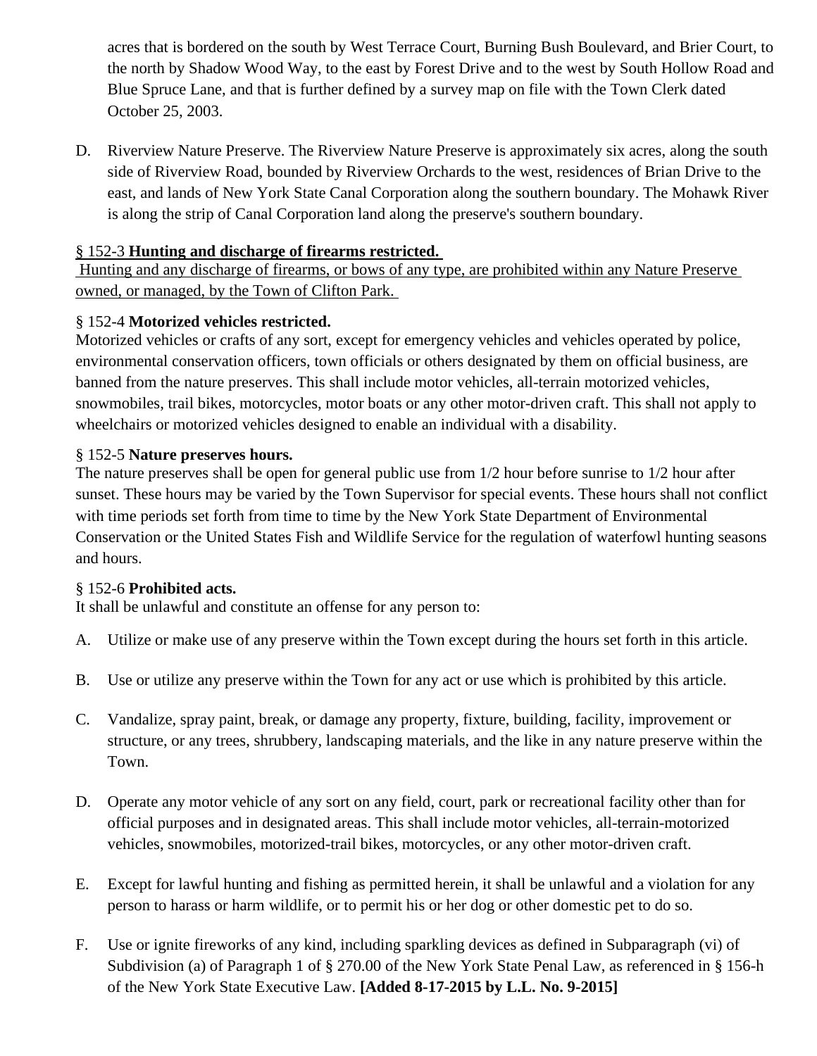acres that is bordered on the south by West Terrace Court, Burning Bush Boulevard, and Brier Court, to the north by Shadow Wood Way, to the east by Forest Drive and to the west by South Hollow Road and Blue Spruce Lane, and that is further defined by a survey map on file with the Town Clerk dated October 25, 2003.

D. Riverview Nature Preserve. The Riverview Nature Preserve is approximately six acres, along the south side of Riverview Road, bounded by Riverview Orchards to the west, residences of Brian Drive to the east, and lands of New York State Canal Corporation along the southern boundary. The Mohawk River is along the strip of Canal Corporation land along the preserve's southern boundary.

§ 152-3 **Hunting and discharge of firearms restricted.**

Hunting and any discharge of firearms, or bows of any type, are prohibited within any Nature Preserve owned, or managed, by the Town of Clifton Park.

§ 152-4 **Motorized vehicles restricted.**

Motorized vehicles or crafts of any sort, except for emergency vehicles and vehicles operated by police, environmental conservation officers, town officials or others designated by them on official business, are banned from the nature preserves. This shall include motor vehicles, all-terrain motorized vehicles, snowmobiles, trail bikes, motorcycles, motor boats or any other motor-driven craft. This shall not apply to wheelchairs or motorized vehicles designed to enable an individual with a disability.

§ 152-5 **Nature preserves hours.**

The nature preserves shall be open for general public use from 1/2 hour before sunrise to 1/2 hour after sunset. These hours may be varied by the Town Supervisor for special events. These hours shall not conflict with time periods set forth from time to time by the New York State Department of Environmental Conservation or the United States Fish and Wildlife Service for the regulation of waterfowl hunting seasons and hours.

§ 152-6 **Prohibited acts.**

It shall be unlawful and constitute an offense for any person to:

A. Utilize or make use of any preserve within the Town except during the hours set forth in this article.

B. Use or utilize any preserve within the Town for any act or use which is prohibited by this article.

C. Vandalize, spray paint, break, or damage any property, fixture, building, facility, improvement or structure, or any trees, shrubbery, landscaping materials, and the like in any nature preserve within the Town.

D. Operate any motor vehicle of any sort on any field, court, park or recreational facility other than for official purposes and in designated areas. This shall include motor vehicles, all-terrain-motorized vehicles, snowmobiles, motorized-trail bikes, motorcycles, or any other motor-driven craft.

E. Except for lawful hunting and fishing as permitted herein, it shall be unlawful and a violation for any person to harass or harm wildlife, or to permit his or her dog or other domestic pet to do so.

F. Use or ignite fireworks of any kind, including sparkling devices as defined in Subparagraph (vi) of Subdivision (a) of Paragraph 1 of § 270.00 of the New York State Penal Law, as referenced in § 156-h of the New York State Executive Law. **[Added 8-17-2015 by L.L. No. 9-2015]**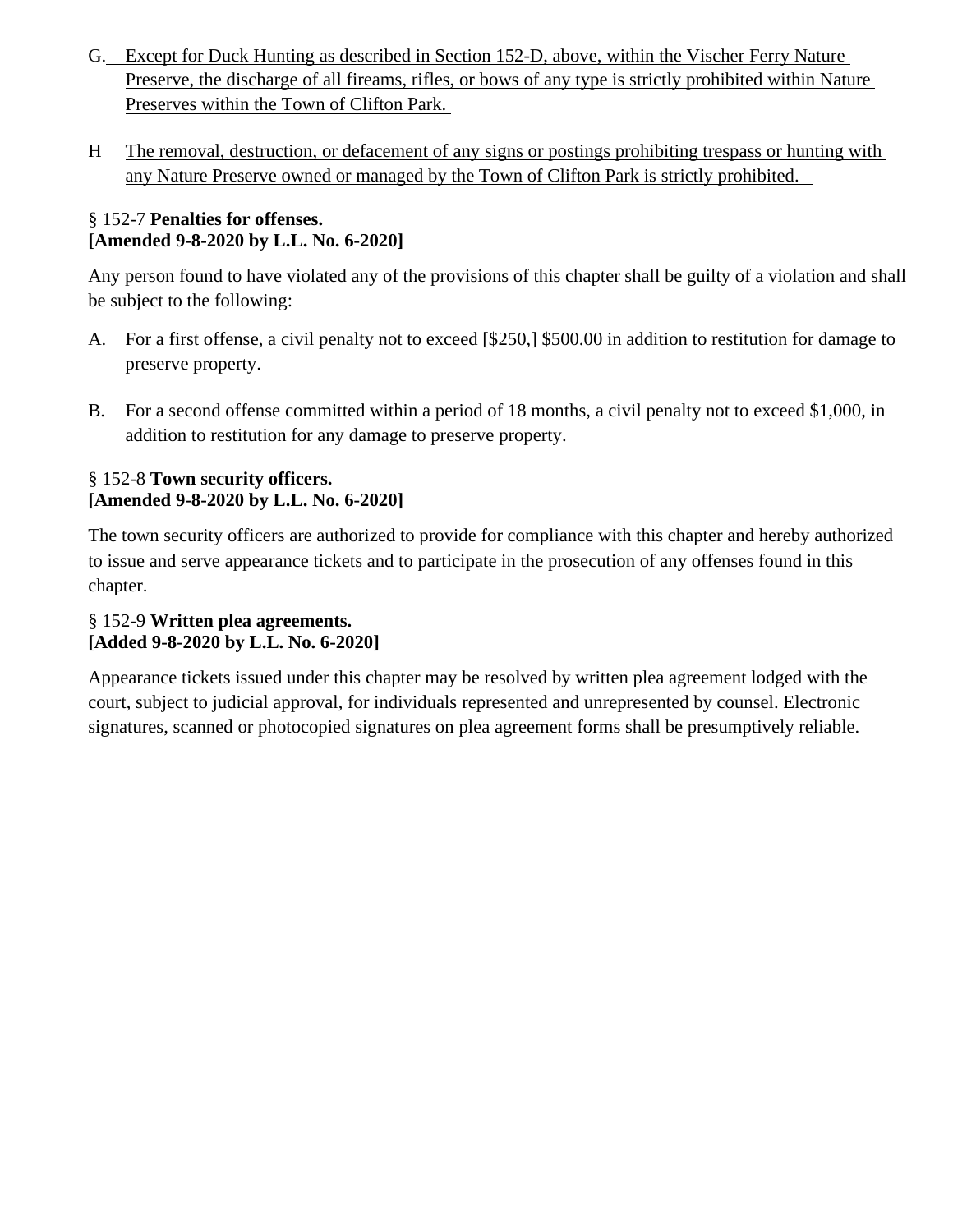G. Except for Duck Hunting as described in Section 152-D, above, within the Vischer Ferry Nature Preserve, the discharge of all fireams, rifles, or bows of any type is strictly prohibited within Nature Preserves within the Town of Clifton Park.

H The removal, destruction, or defacement of any signs or postings prohibiting trespass or hunting with any Nature Preserve owned or managed by the Town of Clifton Park is strictly prohibited.

§ 152-7 **Penalties for offenses.**
**[Amended 9-8-2020 by L.L. No. 6-2020]**

Any person found to have violated any of the provisions of this chapter shall be guilty of a violation and shall be subject to the following:

A. For a first offense, a civil penalty not to exceed [$250,] $500.00 in addition to restitution for damage to preserve property.

B. For a second offense committed within a period of 18 months, a civil penalty not to exceed $1,000, in addition to restitution for any damage to preserve property.

§ 152-8 **Town security officers.**
**[Amended 9-8-2020 by L.L. No. 6-2020]**

The town security officers are authorized to provide for compliance with this chapter and hereby authorized to issue and serve appearance tickets and to participate in the prosecution of any offenses found in this chapter.

§ 152-9 **Written plea agreements.**
**[Added 9-8-2020 by L.L. No. 6-2020]**

Appearance tickets issued under this chapter may be resolved by written plea agreement lodged with the court, subject to judicial approval, for individuals represented and unrepresented by counsel. Electronic signatures, scanned or photocopied signatures on plea agreement forms shall be presumptively reliable.